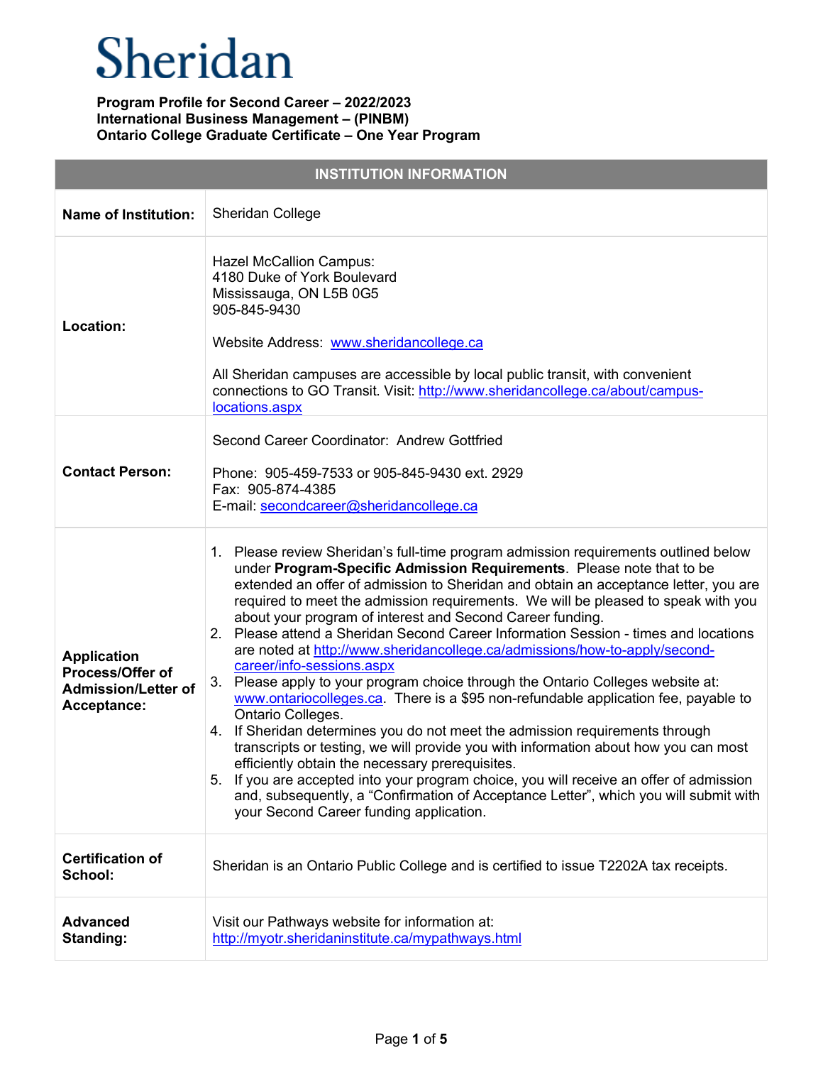# Sheridan

**Program Profile for Second Career – 2022/2023**
**International Business Management – (PINBM)**
**Ontario College Graduate Certificate – One Year Program**

| INSTITUTION INFORMATION | |
|---|---|
| **Name of Institution:** | Sheridan College |
| **Location:** | Hazel McCallion Campus:<br>4180 Duke of York Boulevard<br>Mississauga, ON L5B 0G5<br>905-845-9430<br><br>Website Address: www.sheridancollege.ca<br><br>All Sheridan campuses are accessible by local public transit, with convenient connections to GO Transit. Visit: http://www.sheridancollege.ca/about/campus-locations.aspx |
| **Contact Person:** | Second Career Coordinator: Andrew Gottfried<br><br>Phone: 905-459-7533 or 905-845-9430 ext. 2929<br>Fax: 905-874-4385<br>E-mail: secondcareer@sheridancollege.ca |
| **Application Process/Offer of Admission/Letter of Acceptance:** | 1. Please review Sheridan's full-time program admission requirements outlined below under **Program-Specific Admission Requirements**. Please note that to be extended an offer of admission to Sheridan and obtain an acceptance letter, you are required to meet the admission requirements. We will be pleased to speak with you about your program of interest and Second Career funding.<br>2. Please attend a Sheridan Second Career Information Session - times and locations are noted at http://www.sheridancollege.ca/admissions/how-to-apply/second-career/info-sessions.aspx<br>3. Please apply to your program choice through the Ontario Colleges website at: www.ontariocolleges.ca. There is a $95 non-refundable application fee, payable to Ontario Colleges.<br>4. If Sheridan determines you do not meet the admission requirements through transcripts or testing, we will provide you with information about how you can most efficiently obtain the necessary prerequisites.<br>5. If you are accepted into your program choice, you will receive an offer of admission and, subsequently, a "Confirmation of Acceptance Letter", which you will submit with your Second Career funding application. |
| **Certification of School:** | Sheridan is an Ontario Public College and is certified to issue T2202A tax receipts. |
| **Advanced Standing:** | Visit our Pathways website for information at:<br>http://myotr.sheridaninstitute.ca/mypathways.html |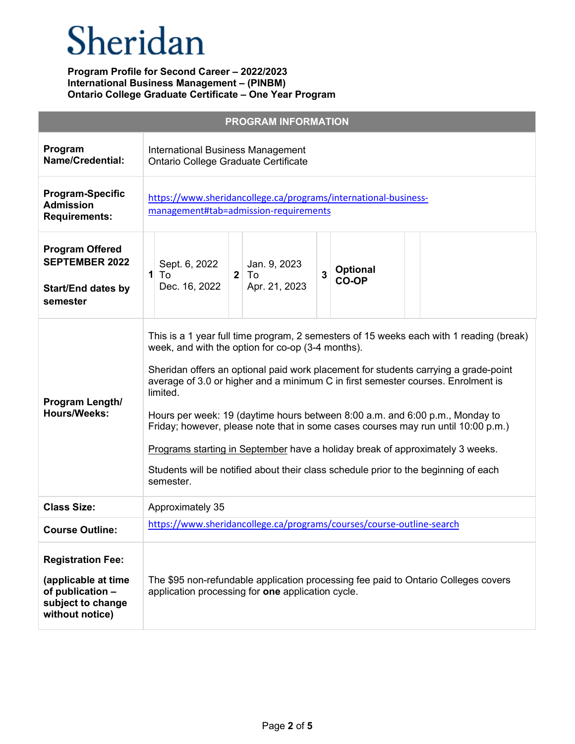# Sheridan

**Program Profile for Second Career – 2022/2023**
**International Business Management – (PINBM)**
**Ontario College Graduate Certificate – One Year Program**

| PROGRAM INFORMATION | | | | | | | | |
|---|---|---|---|---|---|---|---|---|
| **Program Name/Credential:** | International Business Management<br>Ontario College Graduate Certificate | | | | | | | |
| **Program-Specific Admission Requirements:** | https://www.sheridancollege.ca/programs/international-business-management#tab=admission-requirements | | | | | | | |
| **Program Offered SEPTEMBER 2022**<br><br>**Start/End dates by semester** | **1** | Sept. 6, 2022<br>To<br>Dec. 16, 2022 | **2** | Jan. 9, 2023<br>To<br>Apr. 21, 2023 | **3** | **Optional CO-OP** | | |
| **Program Length/ Hours/Weeks:** | This is a 1 year full time program, 2 semesters of 15 weeks each with 1 reading (break) week, and with the option for co-op (3-4 months).<br><br>Sheridan offers an optional paid work placement for students carrying a grade-point average of 3.0 or higher and a minimum C in first semester courses. Enrolment is limited.<br><br>Hours per week: 19 (daytime hours between 8:00 a.m. and 6:00 p.m., Monday to Friday; however, please note that in some cases courses may run until 10:00 p.m.)<br><br>Programs starting in September have a holiday break of approximately 3 weeks.<br><br>Students will be notified about their class schedule prior to the beginning of each semester. | | | | | | | |
| **Class Size:** | Approximately 35 | | | | | | | |
| **Course Outline:** | https://www.sheridancollege.ca/programs/courses/course-outline-search | | | | | | | |
| **Registration Fee:**<br><br>**(applicable at time of publication – subject to change without notice)** | The $95 non-refundable application processing fee paid to Ontario Colleges covers application processing for **one** application cycle. | | | | | | | |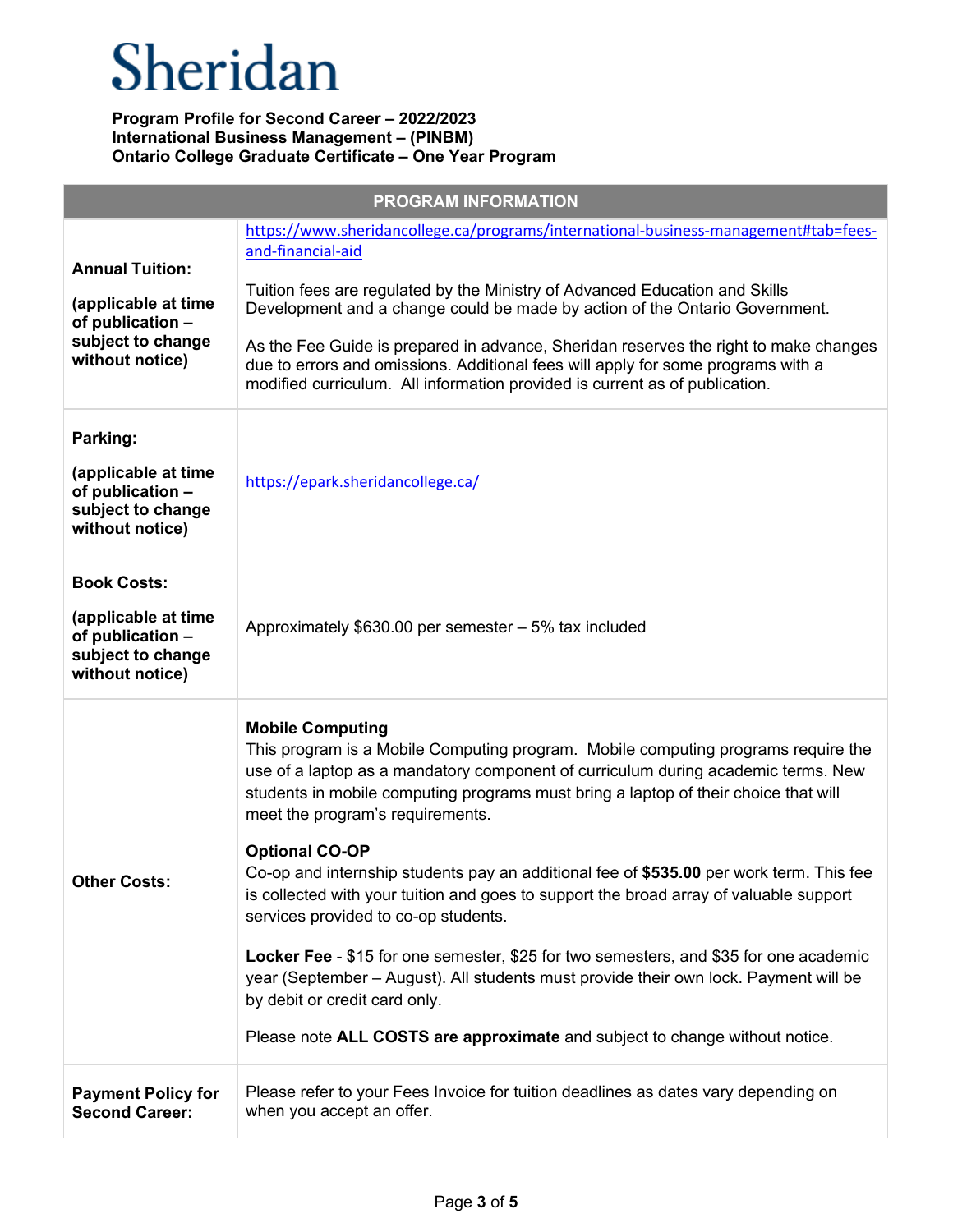# Sheridan

**Program Profile for Second Career – 2022/2023**
**International Business Management – (PINBM)**
**Ontario College Graduate Certificate – One Year Program**

| PROGRAM INFORMATION | |
|---|---|
| **Annual Tuition:**<br><br>**(applicable at time of publication – subject to change without notice)** | https://www.sheridancollege.ca/programs/international-business-management#tab=fees-and-financial-aid<br><br>Tuition fees are regulated by the Ministry of Advanced Education and Skills Development and a change could be made by action of the Ontario Government.<br><br>As the Fee Guide is prepared in advance, Sheridan reserves the right to make changes due to errors and omissions. Additional fees will apply for some programs with a modified curriculum. All information provided is current as of publication. |
| **Parking:**<br><br>**(applicable at time of publication – subject to change without notice)** | https://epark.sheridancollege.ca/ |
| **Book Costs:**<br><br>**(applicable at time of publication – subject to change without notice)** | Approximately $630.00 per semester – 5% tax included |
| **Other Costs:** | **Mobile Computing**<br>This program is a Mobile Computing program. Mobile computing programs require the use of a laptop as a mandatory component of curriculum during academic terms. New students in mobile computing programs must bring a laptop of their choice that will meet the program's requirements.<br><br>**Optional CO-OP**<br>Co-op and internship students pay an additional fee of **$535.00** per work term. This fee is collected with your tuition and goes to support the broad array of valuable support services provided to co-op students.<br><br>**Locker Fee** - $15 for one semester, $25 for two semesters, and $35 for one academic year (September – August). All students must provide their own lock. Payment will be by debit or credit card only.<br><br>Please note **ALL COSTS are approximate** and subject to change without notice. |
| **Payment Policy for Second Career:** | Please refer to your Fees Invoice for tuition deadlines as dates vary depending on when you accept an offer. |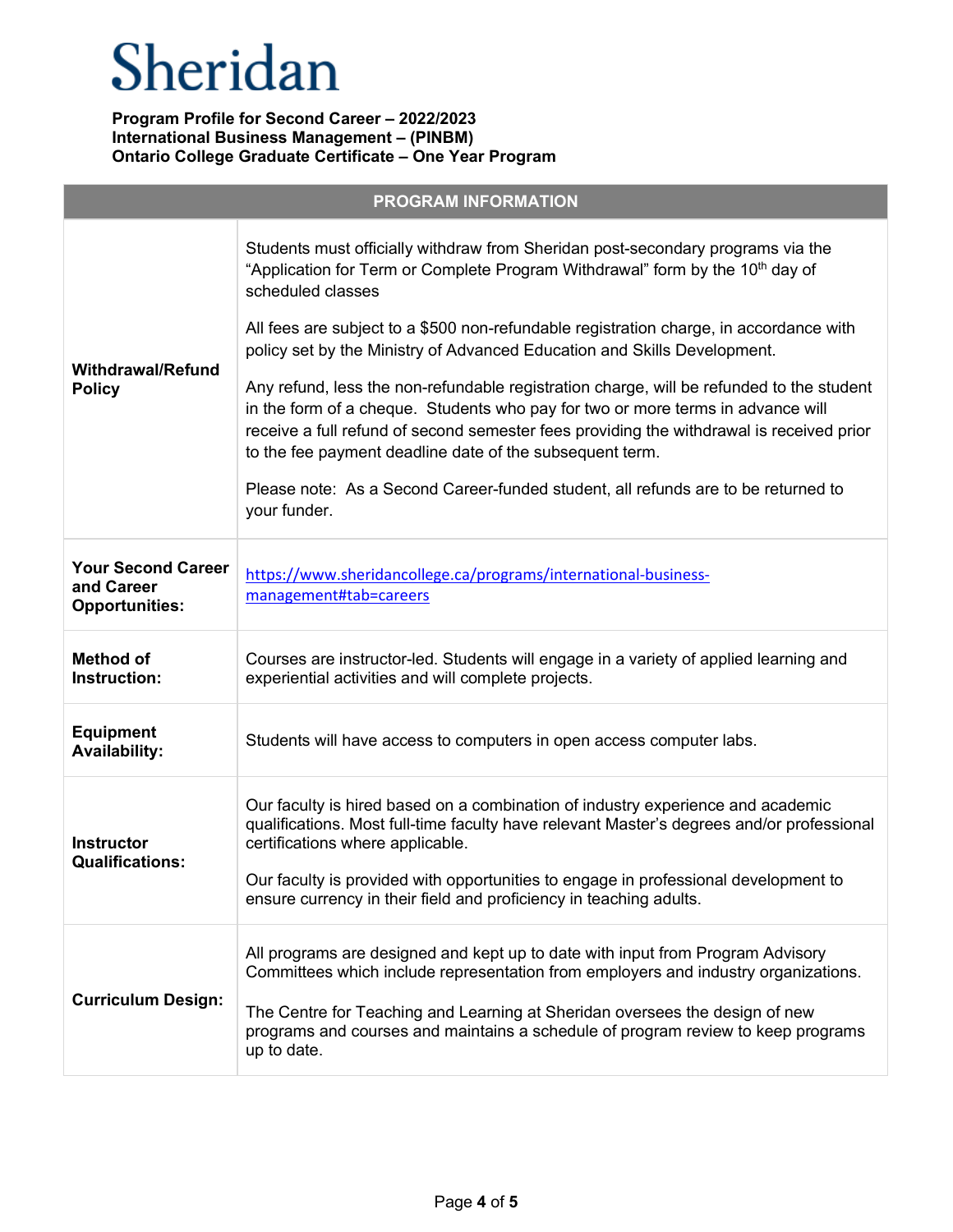# Sheridan

**Program Profile for Second Career – 2022/2023**
**International Business Management – (PINBM)**
**Ontario College Graduate Certificate – One Year Program**

| PROGRAM INFORMATION | |
|---|---|
| **Withdrawal/Refund Policy** | Students must officially withdraw from Sheridan post-secondary programs via the "Application for Term or Complete Program Withdrawal" form by the 10th day of scheduled classes<br><br>All fees are subject to a $500 non-refundable registration charge, in accordance with policy set by the Ministry of Advanced Education and Skills Development.<br><br>Any refund, less the non-refundable registration charge, will be refunded to the student in the form of a cheque. Students who pay for two or more terms in advance will receive a full refund of second semester fees providing the withdrawal is received prior to the fee payment deadline date of the subsequent term.<br><br>Please note: As a Second Career-funded student, all refunds are to be returned to your funder. |
| **Your Second Career and Career Opportunities:** | https://www.sheridancollege.ca/programs/international-business-management#tab=careers |
| **Method of Instruction:** | Courses are instructor-led. Students will engage in a variety of applied learning and experiential activities and will complete projects. |
| **Equipment Availability:** | Students will have access to computers in open access computer labs. |
| **Instructor Qualifications:** | Our faculty is hired based on a combination of industry experience and academic qualifications. Most full-time faculty have relevant Master's degrees and/or professional certifications where applicable.<br><br>Our faculty is provided with opportunities to engage in professional development to ensure currency in their field and proficiency in teaching adults. |
| **Curriculum Design:** | All programs are designed and kept up to date with input from Program Advisory Committees which include representation from employers and industry organizations.<br><br>The Centre for Teaching and Learning at Sheridan oversees the design of new programs and courses and maintains a schedule of program review to keep programs up to date. |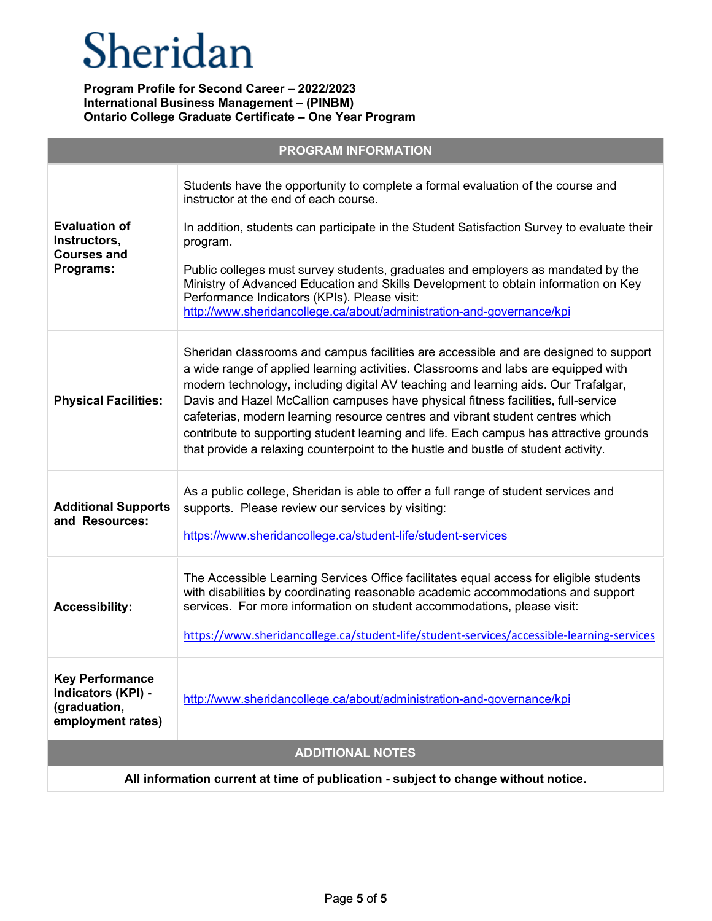# Sheridan

**Program Profile for Second Career – 2022/2023**
**International Business Management – (PINBM)**
**Ontario College Graduate Certificate – One Year Program**

| PROGRAM INFORMATION | |
|---|---|
| **Evaluation of Instructors, Courses and Programs:** | Students have the opportunity to complete a formal evaluation of the course and instructor at the end of each course.<br><br>In addition, students can participate in the Student Satisfaction Survey to evaluate their program.<br><br>Public colleges must survey students, graduates and employers as mandated by the Ministry of Advanced Education and Skills Development to obtain information on Key Performance Indicators (KPIs). Please visit: http://www.sheridancollege.ca/about/administration-and-governance/kpi |
| **Physical Facilities:** | Sheridan classrooms and campus facilities are accessible and are designed to support a wide range of applied learning activities. Classrooms and labs are equipped with modern technology, including digital AV teaching and learning aids. Our Trafalgar, Davis and Hazel McCallion campuses have physical fitness facilities, full-service cafeterias, modern learning resource centres and vibrant student centres which contribute to supporting student learning and life. Each campus has attractive grounds that provide a relaxing counterpoint to the hustle and bustle of student activity. |
| **Additional Supports and Resources:** | As a public college, Sheridan is able to offer a full range of student services and supports. Please review our services by visiting:<br><br>https://www.sheridancollege.ca/student-life/student-services |
| **Accessibility:** | The Accessible Learning Services Office facilitates equal access for eligible students with disabilities by coordinating reasonable academic accommodations and support services. For more information on student accommodations, please visit:<br><br>https://www.sheridancollege.ca/student-life/student-services/accessible-learning-services |
| **Key Performance Indicators (KPI) - (graduation, employment rates)** | http://www.sheridancollege.ca/about/administration-and-governance/kpi |

| ADDITIONAL NOTES |
|---|
| **All information current at time of publication - subject to change without notice.** |